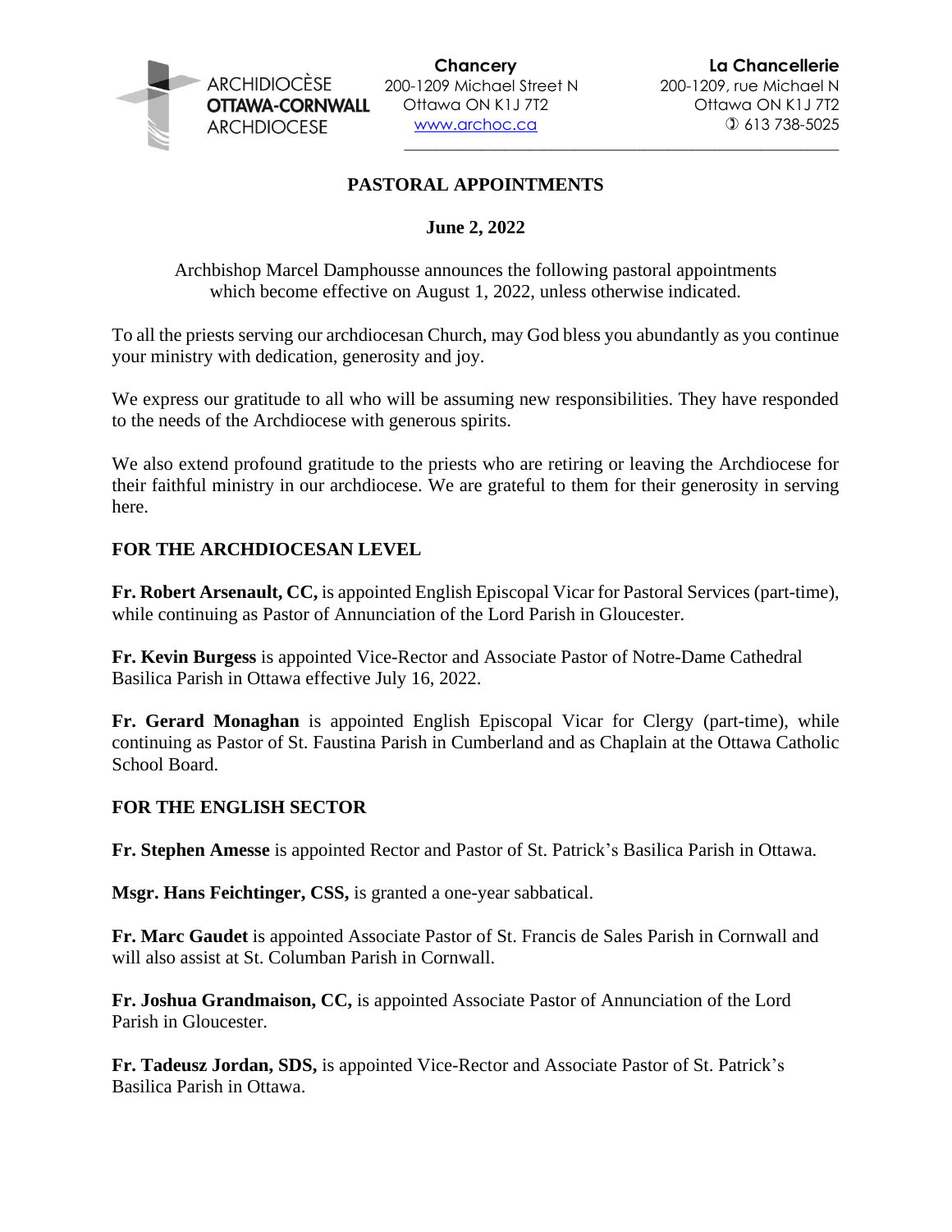ARCHIDIOCÈSE
**OTTAWA-CORNWALL**
ARCHDIOCESE

**Chancery**
200-1209 Michael Street N
Ottawa ON K1J 7T2
www.archoc.ca

**La Chancellerie**
200-1209, rue Michael N
Ottawa ON K1J 7T2
613 738-5025

# PASTORAL APPOINTMENTS

**June 2, 2022**

Archbishop Marcel Damphousse announces the following pastoral appointments which become effective on August 1, 2022, unless otherwise indicated.

To all the priests serving our archdiocesan Church, may God bless you abundantly as you continue your ministry with dedication, generosity and joy.

We express our gratitude to all who will be assuming new responsibilities. They have responded to the needs of the Archdiocese with generous spirits.

We also extend profound gratitude to the priests who are retiring or leaving the Archdiocese for their faithful ministry in our archdiocese. We are grateful to them for their generosity in serving here.

## FOR THE ARCHDIOCESAN LEVEL

**Fr. Robert Arsenault, CC,** is appointed English Episcopal Vicar for Pastoral Services (part-time), while continuing as Pastor of Annunciation of the Lord Parish in Gloucester.

**Fr. Kevin Burgess** is appointed Vice-Rector and Associate Pastor of Notre-Dame Cathedral Basilica Parish in Ottawa effective July 16, 2022.

**Fr. Gerard Monaghan** is appointed English Episcopal Vicar for Clergy (part-time), while continuing as Pastor of St. Faustina Parish in Cumberland and as Chaplain at the Ottawa Catholic School Board.

## FOR THE ENGLISH SECTOR

**Fr. Stephen Amesse** is appointed Rector and Pastor of St. Patrick's Basilica Parish in Ottawa.

**Msgr. Hans Feichtinger, CSS,** is granted a one-year sabbatical.

**Fr. Marc Gaudet** is appointed Associate Pastor of St. Francis de Sales Parish in Cornwall and will also assist at St. Columban Parish in Cornwall.

**Fr. Joshua Grandmaison, CC,** is appointed Associate Pastor of Annunciation of the Lord Parish in Gloucester.

**Fr. Tadeusz Jordan, SDS,** is appointed Vice-Rector and Associate Pastor of St. Patrick's Basilica Parish in Ottawa.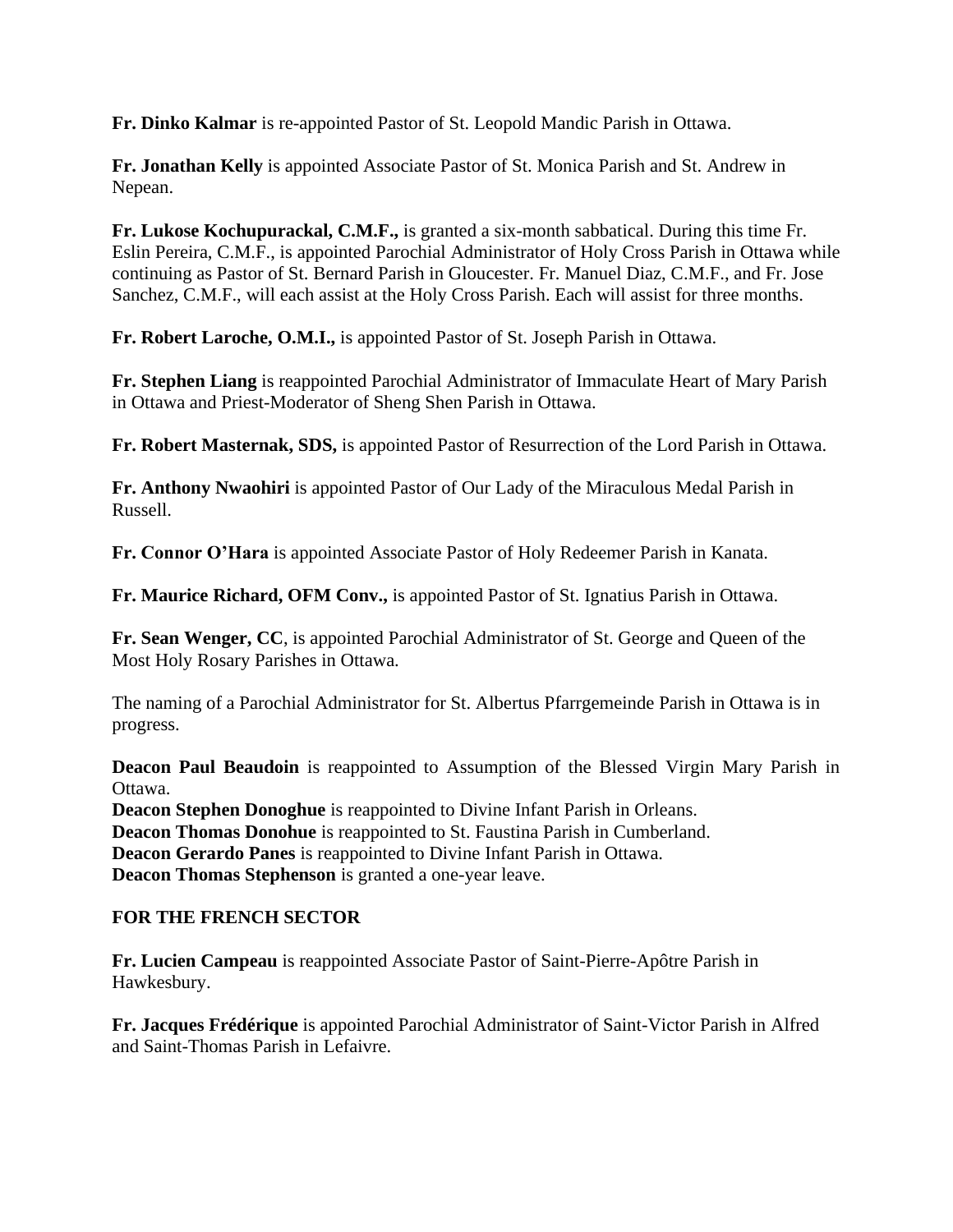**Fr. Dinko Kalmar** is re-appointed Pastor of St. Leopold Mandic Parish in Ottawa.

**Fr. Jonathan Kelly** is appointed Associate Pastor of St. Monica Parish and St. Andrew in Nepean.

**Fr. Lukose Kochupurackal, C.M.F.,** is granted a six-month sabbatical. During this time Fr. Eslin Pereira, C.M.F., is appointed Parochial Administrator of Holy Cross Parish in Ottawa while continuing as Pastor of St. Bernard Parish in Gloucester. Fr. Manuel Diaz, C.M.F., and Fr. Jose Sanchez, C.M.F., will each assist at the Holy Cross Parish. Each will assist for three months.

**Fr. Robert Laroche, O.M.I.,** is appointed Pastor of St. Joseph Parish in Ottawa.

**Fr. Stephen Liang** is reappointed Parochial Administrator of Immaculate Heart of Mary Parish in Ottawa and Priest-Moderator of Sheng Shen Parish in Ottawa.

**Fr. Robert Masternak, SDS,** is appointed Pastor of Resurrection of the Lord Parish in Ottawa.

**Fr. Anthony Nwaohiri** is appointed Pastor of Our Lady of the Miraculous Medal Parish in Russell.

**Fr. Connor O'Hara** is appointed Associate Pastor of Holy Redeemer Parish in Kanata.

**Fr. Maurice Richard, OFM Conv.,** is appointed Pastor of St. Ignatius Parish in Ottawa.

**Fr. Sean Wenger, CC**, is appointed Parochial Administrator of St. George and Queen of the Most Holy Rosary Parishes in Ottawa.

The naming of a Parochial Administrator for St. Albertus Pfarrgemeinde Parish in Ottawa is in progress.

**Deacon Paul Beaudoin** is reappointed to Assumption of the Blessed Virgin Mary Parish in Ottawa.
**Deacon Stephen Donoghue** is reappointed to Divine Infant Parish in Orleans.
**Deacon Thomas Donohue** is reappointed to St. Faustina Parish in Cumberland.
**Deacon Gerardo Panes** is reappointed to Divine Infant Parish in Ottawa.
**Deacon Thomas Stephenson** is granted a one-year leave.

**FOR THE FRENCH SECTOR**

**Fr. Lucien Campeau** is reappointed Associate Pastor of Saint-Pierre-Apôtre Parish in Hawkesbury.

**Fr. Jacques Frédérique** is appointed Parochial Administrator of Saint-Victor Parish in Alfred and Saint-Thomas Parish in Lefaivre.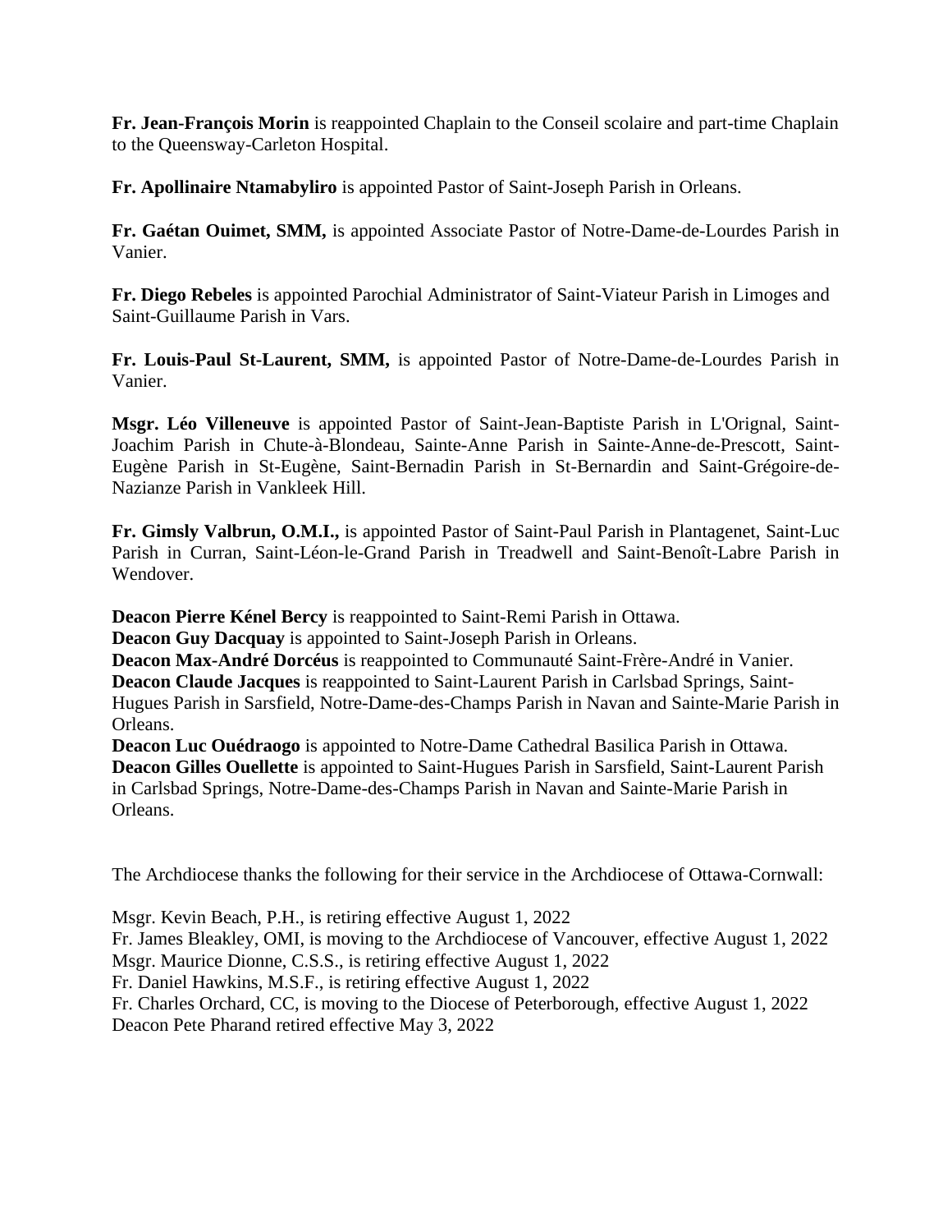**Fr. Jean-François Morin** is reappointed Chaplain to the Conseil scolaire and part-time Chaplain to the Queensway-Carleton Hospital.

**Fr. Apollinaire Ntamabyliro** is appointed Pastor of Saint-Joseph Parish in Orleans.

**Fr. Gaétan Ouimet, SMM,** is appointed Associate Pastor of Notre-Dame-de-Lourdes Parish in Vanier.

**Fr. Diego Rebeles** is appointed Parochial Administrator of Saint-Viateur Parish in Limoges and Saint-Guillaume Parish in Vars.

**Fr. Louis-Paul St-Laurent, SMM,** is appointed Pastor of Notre-Dame-de-Lourdes Parish in Vanier.

**Msgr. Léo Villeneuve** is appointed Pastor of Saint-Jean-Baptiste Parish in L'Orignal, Saint-Joachim Parish in Chute-à-Blondeau, Sainte-Anne Parish in Sainte-Anne-de-Prescott, Saint-Eugène Parish in St-Eugène, Saint-Bernadin Parish in St-Bernardin and Saint-Grégoire-de-Nazianze Parish in Vankleek Hill.

**Fr. Gimsly Valbrun, O.M.I.,** is appointed Pastor of Saint-Paul Parish in Plantagenet, Saint-Luc Parish in Curran, Saint-Léon-le-Grand Parish in Treadwell and Saint-Benoît-Labre Parish in Wendover.

**Deacon Pierre Kénel Bercy** is reappointed to Saint-Remi Parish in Ottawa.
**Deacon Guy Dacquay** is appointed to Saint-Joseph Parish in Orleans.
**Deacon Max-André Dorcéus** is reappointed to Communauté Saint-Frère-André in Vanier.
**Deacon Claude Jacques** is reappointed to Saint-Laurent Parish in Carlsbad Springs, Saint-Hugues Parish in Sarsfield, Notre-Dame-des-Champs Parish in Navan and Sainte-Marie Parish in Orleans.
**Deacon Luc Ouédraogo** is appointed to Notre-Dame Cathedral Basilica Parish in Ottawa.
**Deacon Gilles Ouellette** is appointed to Saint-Hugues Parish in Sarsfield, Saint-Laurent Parish in Carlsbad Springs, Notre-Dame-des-Champs Parish in Navan and Sainte-Marie Parish in Orleans.

The Archdiocese thanks the following for their service in the Archdiocese of Ottawa-Cornwall:

Msgr. Kevin Beach, P.H., is retiring effective August 1, 2022
Fr. James Bleakley, OMI, is moving to the Archdiocese of Vancouver, effective August 1, 2022
Msgr. Maurice Dionne, C.S.S., is retiring effective August 1, 2022
Fr. Daniel Hawkins, M.S.F., is retiring effective August 1, 2022
Fr. Charles Orchard, CC, is moving to the Diocese of Peterborough, effective August 1, 2022
Deacon Pete Pharand retired effective May 3, 2022